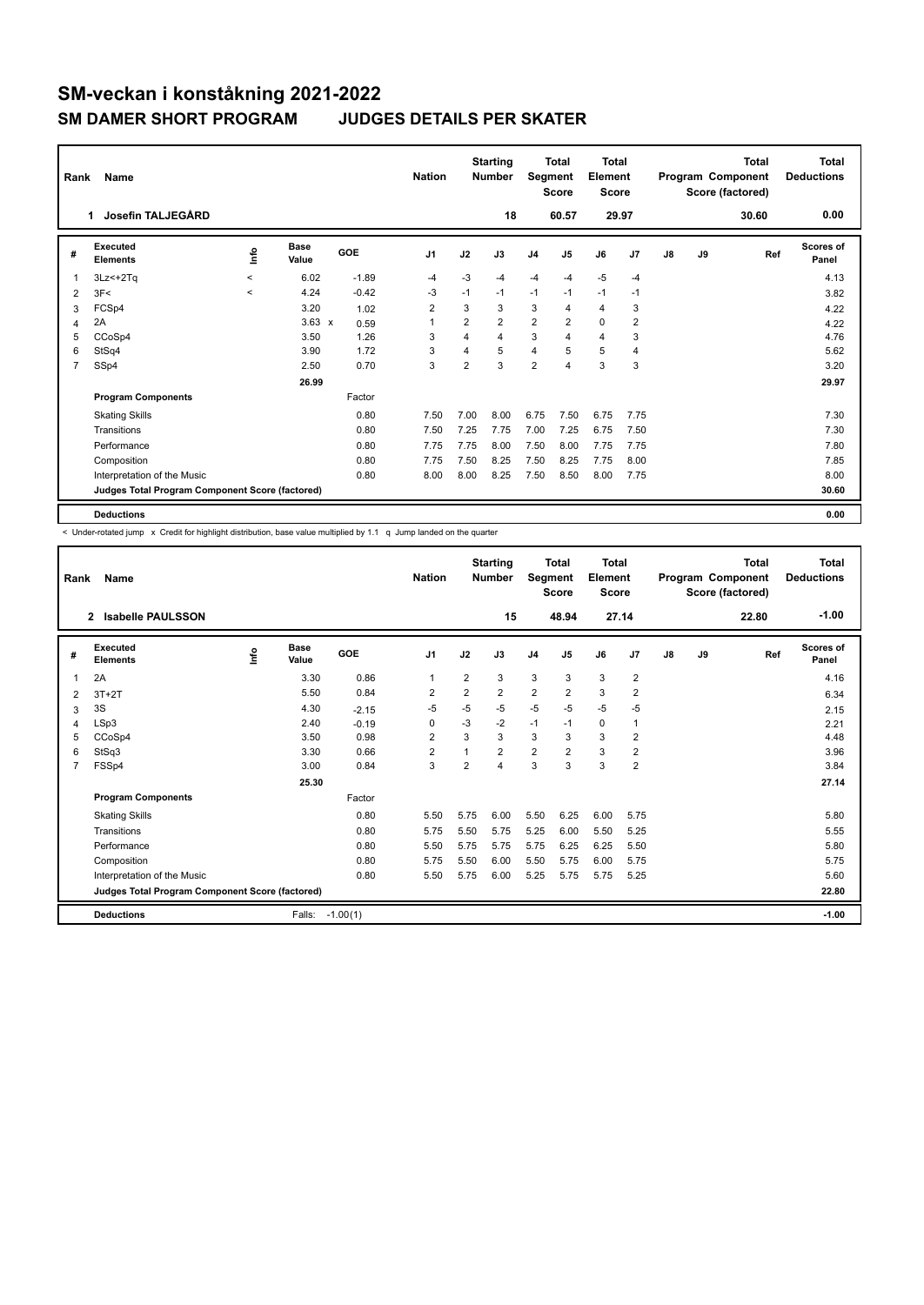# SM-veckan i konståkning 2021-2022

## SM DAMER SHORT PROGRAM JUDGES DETAILS PER SKATER

| Rank | Name | Nation | Starting Number | Total Segment Score | Total Element Score | Total Program Component Score (factored) | Total Deductions |
|---|---|---|---|---|---|---|---|
| 1 | Josefin TALJEGÅRD | | 18 | 60.57 | 29.97 | 30.60 | 0.00 |

| # | Executed Elements | Info | Base Value | | GOE | J1 | J2 | J3 | J4 | J5 | J6 | J7 | J8 | J9 | Ref | Scores of Panel |
|---|---|---|---|---|---|---|---|---|---|---|---|---|---|---|---|---|
| 1 | 3Lz<+2Tq | < | 6.02 | | -1.89 | -4 | -3 | -4 | -4 | -4 | -5 | -4 | | | | 4.13 |
| 2 | 3F< | < | 4.24 | | -0.42 | -3 | -1 | -1 | -1 | -1 | -1 | -1 | | | | 3.82 |
| 3 | FCSp4 | | 3.20 | | 1.02 | 2 | 3 | 3 | 3 | 4 | 4 | 3 | | | | 4.22 |
| 4 | 2A | | 3.63 | x | 0.59 | 1 | 2 | 2 | 2 | 2 | 0 | 2 | | | | 4.22 |
| 5 | CCoSp4 | | 3.50 | | 1.26 | 3 | 4 | 4 | 3 | 4 | 4 | 3 | | | | 4.76 |
| 6 | StSq4 | | 3.90 | | 1.72 | 3 | 4 | 5 | 4 | 5 | 5 | 4 | | | | 5.62 |
| 7 | SSp4 | | 2.50 | | 0.70 | 3 | 2 | 3 | 2 | 4 | 3 | 3 | | | | 3.20 |
| | | | 26.99 | | | | | | | | | | | | | 29.97 |
| | **Program Components** | | | | Factor | | | | | | | | | | | |
| | Skating Skills | | | | 0.80 | 7.50 | 7.00 | 8.00 | 6.75 | 7.50 | 6.75 | 7.75 | | | | 7.30 |
| | Transitions | | | | 0.80 | 7.50 | 7.25 | 7.75 | 7.00 | 7.25 | 6.75 | 7.50 | | | | 7.30 |
| | Performance | | | | 0.80 | 7.75 | 7.75 | 8.00 | 7.50 | 8.00 | 7.75 | 7.75 | | | | 7.80 |
| | Composition | | | | 0.80 | 7.75 | 7.50 | 8.25 | 7.50 | 8.25 | 7.75 | 8.00 | | | | 7.85 |
| | Interpretation of the Music | | | | 0.80 | 8.00 | 8.00 | 8.25 | 7.50 | 8.50 | 8.00 | 7.75 | | | | 8.00 |
| | **Judges Total Program Component Score (factored)** | | | | | | | | | | | | | | | 30.60 |
| | **Deductions** | | | | | | | | | | | | | | | 0.00 |

< Under-rotated jump x Credit for highlight distribution, base value multiplied by 1.1 q Jump landed on the quarter

| Rank | Name | Nation | Starting Number | Total Segment Score | Total Element Score | Total Program Component Score (factored) | Total Deductions |
|---|---|---|---|---|---|---|---|
| 2 | Isabelle PAULSSON | | 15 | 48.94 | 27.14 | 22.80 | -1.00 |

| # | Executed Elements | Info | Base Value | GOE | J1 | J2 | J3 | J4 | J5 | J6 | J7 | J8 | J9 | Ref | Scores of Panel |
|---|---|---|---|---|---|---|---|---|---|---|---|---|---|---|---|
| 1 | 2A | | 3.30 | 0.86 | 1 | 2 | 3 | 3 | 3 | 3 | 2 | | | | 4.16 |
| 2 | 3T+2T | | 5.50 | 0.84 | 2 | 2 | 2 | 2 | 2 | 3 | 2 | | | | 6.34 |
| 3 | 3S | | 4.30 | -2.15 | -5 | -5 | -5 | -5 | -5 | -5 | -5 | | | | 2.15 |
| 4 | LSp3 | | 2.40 | -0.19 | 0 | -3 | -2 | -1 | -1 | 0 | 1 | | | | 2.21 |
| 5 | CCoSp4 | | 3.50 | 0.98 | 2 | 3 | 3 | 3 | 3 | 3 | 2 | | | | 4.48 |
| 6 | StSq3 | | 3.30 | 0.66 | 2 | 1 | 2 | 2 | 2 | 3 | 2 | | | | 3.96 |
| 7 | FSSp4 | | 3.00 | 0.84 | 3 | 2 | 4 | 3 | 3 | 3 | 2 | | | | 3.84 |
| | | | 25.30 | | | | | | | | | | | | 27.14 |
| | **Program Components** | | | Factor | | | | | | | | | | | |
| | Skating Skills | | | 0.80 | 5.50 | 5.75 | 6.00 | 5.50 | 6.25 | 6.00 | 5.75 | | | | 5.80 |
| | Transitions | | | 0.80 | 5.75 | 5.50 | 5.75 | 5.25 | 6.00 | 5.50 | 5.25 | | | | 5.55 |
| | Performance | | | 0.80 | 5.50 | 5.75 | 5.75 | 5.75 | 6.25 | 6.25 | 5.50 | | | | 5.80 |
| | Composition | | | 0.80 | 5.75 | 5.50 | 6.00 | 5.50 | 5.75 | 6.00 | 5.75 | | | | 5.75 |
| | Interpretation of the Music | | | 0.80 | 5.50 | 5.75 | 6.00 | 5.25 | 5.75 | 5.75 | 5.25 | | | | 5.60 |
| | **Judges Total Program Component Score (factored)** | | | | | | | | | | | | | | 22.80 |
| | **Deductions** | | Falls: | -1.00(1) | | | | | | | | | | | -1.00 |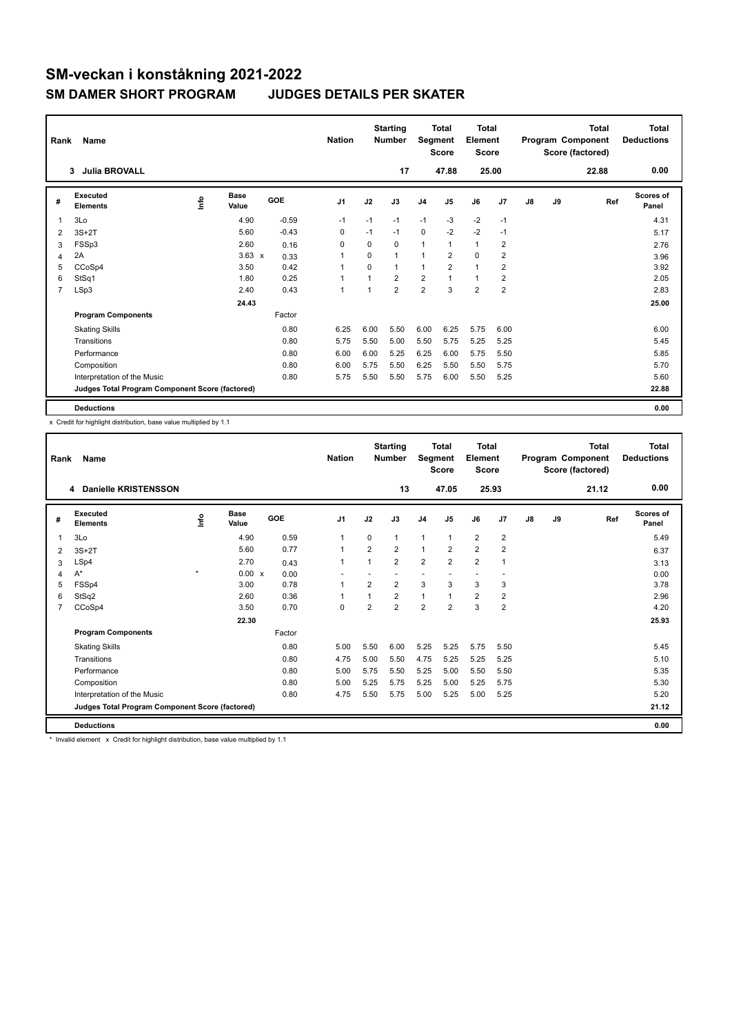# SM-veckan i konståkning 2021-2022

## SM DAMER SHORT PROGRAM JUDGES DETAILS PER SKATER

| Rank | Name | Nation | Starting Number | Total Segment Score | Total Element Score | Total Program Component Score (factored) | Total Deductions |
|---|---|---|---|---|---|---|---|
| 3 | Julia BROVALL | | 17 | 47.88 | 25.00 | 22.88 | 0.00 |

| # | Executed Elements | Info | Base Value | GOE | J1 | J2 | J3 | J4 | J5 | J6 | J7 | J8 | J9 | Ref | Scores of Panel |
|---|---|---|---|---|---|---|---|---|---|---|---|---|---|---|---|
| 1 | 3Lo | | 4.90 | -0.59 | -1 | -1 | -1 | -1 | -3 | -2 | -1 | | | | 4.31 |
| 2 | 3S+2T | | 5.60 | -0.43 | 0 | -1 | -1 | 0 | -2 | -2 | -1 | | | | 5.17 |
| 3 | FSSp3 | | 2.60 | 0.16 | 0 | 0 | 0 | 1 | 1 | 1 | 2 | | | | 2.76 |
| 4 | 2A | | 3.63 x | 0.33 | 1 | 0 | 1 | 1 | 2 | 0 | 2 | | | | 3.96 |
| 5 | CCoSp4 | | 3.50 | 0.42 | 1 | 0 | 1 | 1 | 2 | 1 | 2 | | | | 3.92 |
| 6 | StSq1 | | 1.80 | 0.25 | 1 | 1 | 2 | 2 | 1 | 1 | 2 | | | | 2.05 |
| 7 | LSp3 | | 2.40 | 0.43 | 1 | 1 | 2 | 2 | 3 | 2 | 2 | | | | 2.83 |
| | | | 24.43 | | | | | | | | | | | | 25.00 |
| | **Program Components** | | | Factor | | | | | | | | | | | |
| | Skating Skills | | | 0.80 | 6.25 | 6.00 | 5.50 | 6.00 | 6.25 | 5.75 | 6.00 | | | | 6.00 |
| | Transitions | | | 0.80 | 5.75 | 5.50 | 5.00 | 5.50 | 5.75 | 5.25 | 5.25 | | | | 5.45 |
| | Performance | | | 0.80 | 6.00 | 6.00 | 5.25 | 6.25 | 6.00 | 5.75 | 5.50 | | | | 5.85 |
| | Composition | | | 0.80 | 6.00 | 5.75 | 5.50 | 6.25 | 5.50 | 5.50 | 5.75 | | | | 5.70 |
| | Interpretation of the Music | | | 0.80 | 5.75 | 5.50 | 5.50 | 5.75 | 6.00 | 5.50 | 5.25 | | | | 5.60 |
| | **Judges Total Program Component Score (factored)** | | | | | | | | | | | | | | 22.88 |
| | **Deductions** | | | | | | | | | | | | | | 0.00 |

x Credit for highlight distribution, base value multiplied by 1.1

| Rank | Name | Nation | Starting Number | Total Segment Score | Total Element Score | Total Program Component Score (factored) | Total Deductions |
|---|---|---|---|---|---|---|---|
| 4 | Danielle KRISTENSSON | | 13 | 47.05 | 25.93 | 21.12 | 0.00 |

| # | Executed Elements | Info | Base Value | GOE | J1 | J2 | J3 | J4 | J5 | J6 | J7 | J8 | J9 | Ref | Scores of Panel |
|---|---|---|---|---|---|---|---|---|---|---|---|---|---|---|---|
| 1 | 3Lo | | 4.90 | 0.59 | 1 | 0 | 1 | 1 | 1 | 2 | 2 | | | | 5.49 |
| 2 | 3S+2T | | 5.60 | 0.77 | 1 | 2 | 2 | 1 | 2 | 2 | 2 | | | | 6.37 |
| 3 | LSp4 | | 2.70 | 0.43 | 1 | 1 | 2 | 2 | 2 | 2 | 1 | | | | 3.13 |
| 4 | A* | * | 0.00 x | 0.00 | - | - | - | - | - | - | - | | | | 0.00 |
| 5 | FSSp4 | | 3.00 | 0.78 | 1 | 2 | 2 | 3 | 3 | 3 | 3 | | | | 3.78 |
| 6 | StSq2 | | 2.60 | 0.36 | 1 | 1 | 2 | 1 | 1 | 2 | 2 | | | | 2.96 |
| 7 | CCoSp4 | | 3.50 | 0.70 | 0 | 2 | 2 | 2 | 2 | 3 | 2 | | | | 4.20 |
| | | | 22.30 | | | | | | | | | | | | 25.93 |
| | **Program Components** | | | Factor | | | | | | | | | | | |
| | Skating Skills | | | 0.80 | 5.00 | 5.50 | 6.00 | 5.25 | 5.25 | 5.75 | 5.50 | | | | 5.45 |
| | Transitions | | | 0.80 | 4.75 | 5.00 | 5.50 | 4.75 | 5.25 | 5.25 | 5.25 | | | | 5.10 |
| | Performance | | | 0.80 | 5.00 | 5.75 | 5.50 | 5.25 | 5.00 | 5.50 | 5.50 | | | | 5.35 |
| | Composition | | | 0.80 | 5.00 | 5.25 | 5.75 | 5.25 | 5.00 | 5.25 | 5.75 | | | | 5.30 |
| | Interpretation of the Music | | | 0.80 | 4.75 | 5.50 | 5.75 | 5.00 | 5.25 | 5.00 | 5.25 | | | | 5.20 |
| | **Judges Total Program Component Score (factored)** | | | | | | | | | | | | | | 21.12 |
| | **Deductions** | | | | | | | | | | | | | | 0.00 |

* Invalid element x Credit for highlight distribution, base value multiplied by 1.1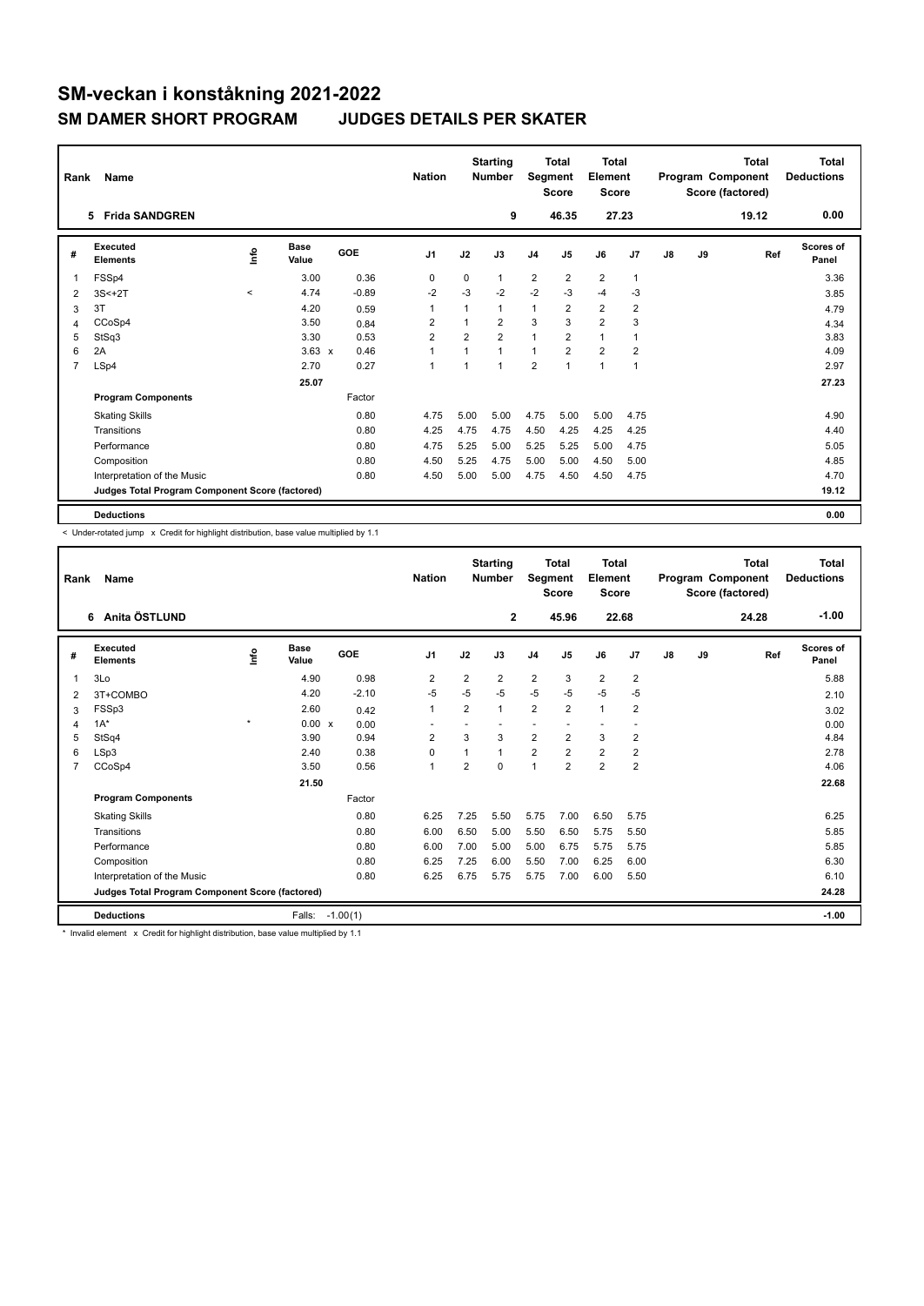# SM-veckan i konståkning 2021-2022

## SM DAMER SHORT PROGRAM JUDGES DETAILS PER SKATER

| Rank | Name | Nation | Starting Number | Total Segment Score | Total Element Score | Total Program Component Score (factored) | Total Deductions |
|---|---|---|---|---|---|---|---|
| 5 | Frida SANDGREN | | 9 | 46.35 | 27.23 | 19.12 | 0.00 |

| # | Executed Elements | Info | Base Value | GOE | J1 | J2 | J3 | J4 | J5 | J6 | J7 | J8 | J9 | Ref | Scores of Panel |
|---|---|---|---|---|---|---|---|---|---|---|---|---|---|---|---|
| 1 | FSSp4 | | 3.00 | 0.36 | 0 | 0 | 1 | 2 | 2 | 2 | 1 | | | | 3.36 |
| 2 | 3S<+2T | < | 4.74 | -0.89 | -2 | -3 | -2 | -2 | -3 | -4 | -3 | | | | 3.85 |
| 3 | 3T | | 4.20 | 0.59 | 1 | 1 | 1 | 1 | 2 | 2 | 2 | | | | 4.79 |
| 4 | CCoSp4 | | 3.50 | 0.84 | 2 | 1 | 2 | 3 | 3 | 2 | 3 | | | | 4.34 |
| 5 | StSq3 | | 3.30 | 0.53 | 2 | 2 | 2 | 1 | 2 | 1 | 1 | | | | 3.83 |
| 6 | 2A | | 3.63 x | 0.46 | 1 | 1 | 1 | 1 | 2 | 2 | 2 | | | | 4.09 |
| 7 | LSp4 | | 2.70 | 0.27 | 1 | 1 | 1 | 2 | 1 | 1 | 1 | | | | 2.97 |
| | | | 25.07 | | | | | | | | | | | | 27.23 |
| | **Program Components** | | | Factor | | | | | | | | | | | |
| | Skating Skills | | | 0.80 | 4.75 | 5.00 | 5.00 | 4.75 | 5.00 | 5.00 | 4.75 | | | | 4.90 |
| | Transitions | | | 0.80 | 4.25 | 4.75 | 4.75 | 4.50 | 4.25 | 4.25 | 4.25 | | | | 4.40 |
| | Performance | | | 0.80 | 4.75 | 5.25 | 5.00 | 5.25 | 5.25 | 5.00 | 4.75 | | | | 5.05 |
| | Composition | | | 0.80 | 4.50 | 5.25 | 4.75 | 5.00 | 5.00 | 4.50 | 5.00 | | | | 4.85 |
| | Interpretation of the Music | | | 0.80 | 4.50 | 5.00 | 5.00 | 4.75 | 4.50 | 4.50 | 4.75 | | | | 4.70 |
| | **Judges Total Program Component Score (factored)** | | | | | | | | | | | | | | 19.12 |
| | **Deductions** | | | | | | | | | | | | | | 0.00 |

< Under-rotated jump x Credit for highlight distribution, base value multiplied by 1.1

| Rank | Name | Nation | Starting Number | Total Segment Score | Total Element Score | Total Program Component Score (factored) | Total Deductions |
|---|---|---|---|---|---|---|---|
| 6 | Anita ÖSTLUND | | 2 | 45.96 | 22.68 | 24.28 | -1.00 |

| # | Executed Elements | Info | Base Value | GOE | J1 | J2 | J3 | J4 | J5 | J6 | J7 | J8 | J9 | Ref | Scores of Panel |
|---|---|---|---|---|---|---|---|---|---|---|---|---|---|---|---|
| 1 | 3Lo | | 4.90 | 0.98 | 2 | 2 | 2 | 2 | 3 | 2 | 2 | | | | 5.88 |
| 2 | 3T+COMBO | | 4.20 | -2.10 | -5 | -5 | -5 | -5 | -5 | -5 | -5 | | | | 2.10 |
| 3 | FSSp3 | | 2.60 | 0.42 | 1 | 2 | 1 | 2 | 2 | 1 | 2 | | | | 3.02 |
| 4 | 1A* | * | 0.00 x | 0.00 | - | - | - | - | - | - | - | | | | 0.00 |
| 5 | StSq4 | | 3.90 | 0.94 | 2 | 3 | 3 | 2 | 2 | 3 | 2 | | | | 4.84 |
| 6 | LSp3 | | 2.40 | 0.38 | 0 | 1 | 1 | 2 | 2 | 2 | 2 | | | | 2.78 |
| 7 | CCoSp4 | | 3.50 | 0.56 | 1 | 2 | 0 | 1 | 2 | 2 | 2 | | | | 4.06 |
| | | | 21.50 | | | | | | | | | | | | 22.68 |
| | **Program Components** | | | Factor | | | | | | | | | | | |
| | Skating Skills | | | 0.80 | 6.25 | 7.25 | 5.50 | 5.75 | 7.00 | 6.50 | 5.75 | | | | 6.25 |
| | Transitions | | | 0.80 | 6.00 | 6.50 | 5.00 | 5.50 | 6.50 | 5.75 | 5.50 | | | | 5.85 |
| | Performance | | | 0.80 | 6.00 | 7.00 | 5.00 | 5.00 | 6.75 | 5.75 | 5.75 | | | | 5.85 |
| | Composition | | | 0.80 | 6.25 | 7.25 | 6.00 | 5.50 | 7.00 | 6.25 | 6.00 | | | | 6.30 |
| | Interpretation of the Music | | | 0.80 | 6.25 | 6.75 | 5.75 | 5.75 | 7.00 | 6.00 | 5.50 | | | | 6.10 |
| | **Judges Total Program Component Score (factored)** | | | | | | | | | | | | | | 24.28 |
| | **Deductions** | | Falls: | -1.00(1) | | | | | | | | | | | -1.00 |

* Invalid element x Credit for highlight distribution, base value multiplied by 1.1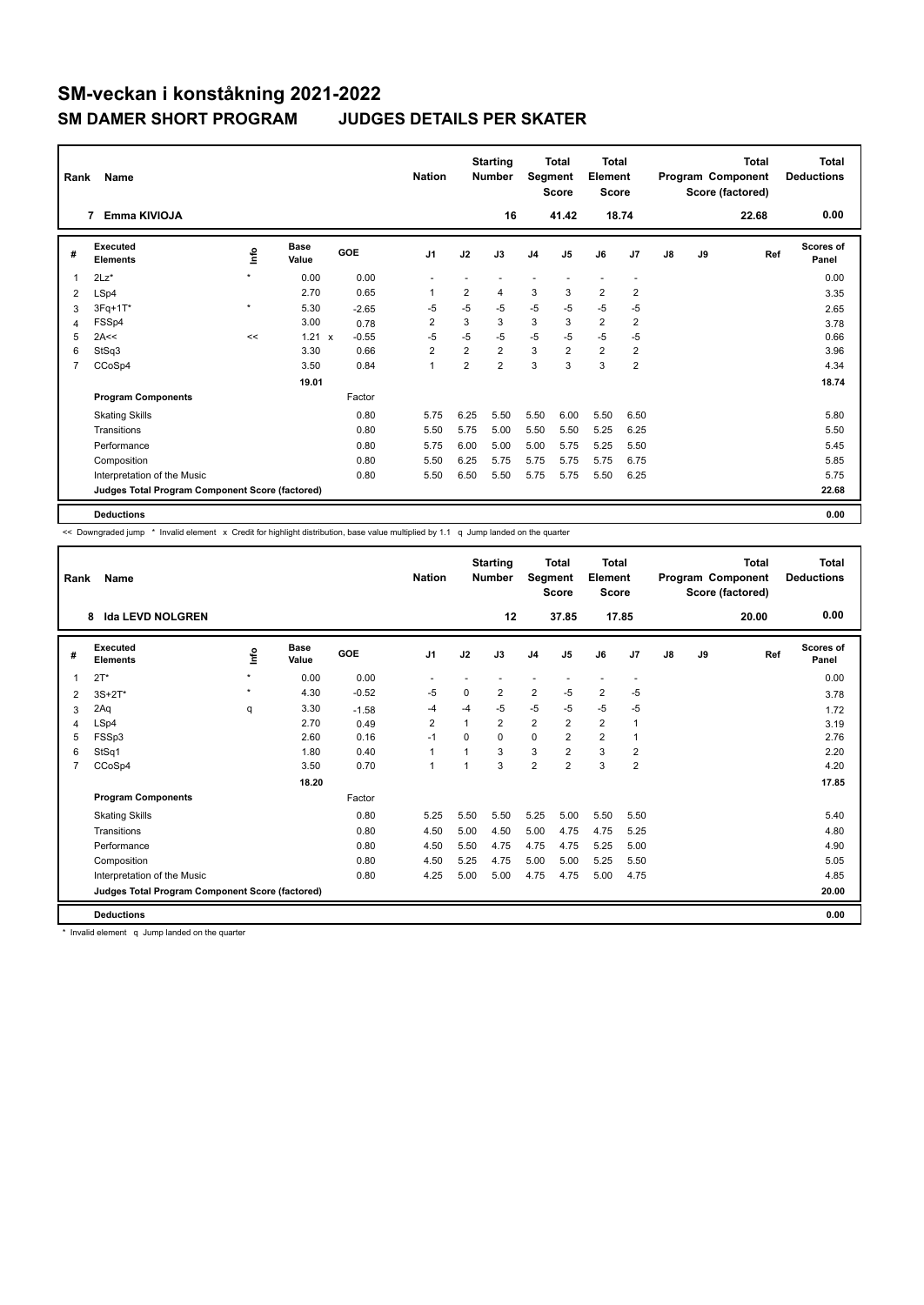# SM-veckan i konståkning 2021-2022

## SM DAMER SHORT PROGRAM JUDGES DETAILS PER SKATER

| Rank | Name | Nation | Starting Number | Total Segment Score | Total Element Score | Total Program Component Score (factored) | Total Deductions |
|---|---|---|---|---|---|---|---|
| 7 | Emma KIVIOJA | | 16 | 41.42 | 18.74 | 22.68 | 0.00 |

| # | Executed Elements | Info | Base Value | GOE | J1 | J2 | J3 | J4 | J5 | J6 | J7 | J8 | J9 | Ref | Scores of Panel |
|---|---|---|---|---|---|---|---|---|---|---|---|---|---|---|---|
| 1 | 2Lz* | * | 0.00 | 0.00 | - | - | - | - | - | - | - | | | | 0.00 |
| 2 | LSp4 | | 2.70 | 0.65 | 1 | 2 | 4 | 3 | 3 | 2 | 2 | | | | 3.35 |
| 3 | 3Fq+1T* | * | 5.30 | -2.65 | -5 | -5 | -5 | -5 | -5 | -5 | -5 | | | | 2.65 |
| 4 | FSSp4 | | 3.00 | 0.78 | 2 | 3 | 3 | 3 | 3 | 2 | 2 | | | | 3.78 |
| 5 | 2A<< | << | 1.21 x | -0.55 | -5 | -5 | -5 | -5 | -5 | -5 | -5 | | | | 0.66 |
| 6 | StSq3 | | 3.30 | 0.66 | 2 | 2 | 2 | 3 | 2 | 2 | 2 | | | | 3.96 |
| 7 | CCoSp4 | | 3.50 | 0.84 | 1 | 2 | 2 | 3 | 3 | 3 | 2 | | | | 4.34 |
| | | | 19.01 | | | | | | | | | | | | 18.74 |
| | **Program Components** | | | Factor | | | | | | | | | | | |
| | Skating Skills | | | 0.80 | 5.75 | 6.25 | 5.50 | 5.50 | 6.00 | 5.50 | 6.50 | | | | 5.80 |
| | Transitions | | | 0.80 | 5.50 | 5.75 | 5.00 | 5.50 | 5.50 | 5.25 | 6.25 | | | | 5.50 |
| | Performance | | | 0.80 | 5.75 | 6.00 | 5.00 | 5.00 | 5.75 | 5.25 | 5.50 | | | | 5.45 |
| | Composition | | | 0.80 | 5.50 | 6.25 | 5.75 | 5.75 | 5.75 | 5.75 | 6.75 | | | | 5.85 |
| | Interpretation of the Music | | | 0.80 | 5.50 | 6.50 | 5.50 | 5.75 | 5.75 | 5.50 | 6.25 | | | | 5.75 |
| | **Judges Total Program Component Score (factored)** | | | | | | | | | | | | | | 22.68 |
| | **Deductions** | | | | | | | | | | | | | | 0.00 |

<< Downgraded jump * Invalid element x Credit for highlight distribution, base value multiplied by 1.1 q Jump landed on the quarter

| Rank | Name | Nation | Starting Number | Total Segment Score | Total Element Score | Total Program Component Score (factored) | Total Deductions |
|---|---|---|---|---|---|---|---|
| 8 | Ida LEVD NOLGREN | | 12 | 37.85 | 17.85 | 20.00 | 0.00 |

| # | Executed Elements | Info | Base Value | GOE | J1 | J2 | J3 | J4 | J5 | J6 | J7 | J8 | J9 | Ref | Scores of Panel |
|---|---|---|---|---|---|---|---|---|---|---|---|---|---|---|---|
| 1 | 2T* | * | 0.00 | 0.00 | - | - | - | - | - | - | - | | | | 0.00 |
| 2 | 3S+2T* | * | 4.30 | -0.52 | -5 | 0 | 2 | 2 | -5 | 2 | -5 | | | | 3.78 |
| 3 | 2Aq | q | 3.30 | -1.58 | -4 | -4 | -5 | -5 | -5 | -5 | -5 | | | | 1.72 |
| 4 | LSp4 | | 2.70 | 0.49 | 2 | 1 | 2 | 2 | 2 | 2 | 1 | | | | 3.19 |
| 5 | FSSp3 | | 2.60 | 0.16 | -1 | 0 | 0 | 0 | 2 | 2 | 1 | | | | 2.76 |
| 6 | StSq1 | | 1.80 | 0.40 | 1 | 1 | 3 | 3 | 2 | 3 | 2 | | | | 2.20 |
| 7 | CCoSp4 | | 3.50 | 0.70 | 1 | 1 | 3 | 2 | 2 | 3 | 2 | | | | 4.20 |
| | | | 18.20 | | | | | | | | | | | | 17.85 |
| | **Program Components** | | | Factor | | | | | | | | | | | |
| | Skating Skills | | | 0.80 | 5.25 | 5.50 | 5.50 | 5.25 | 5.00 | 5.50 | 5.50 | | | | 5.40 |
| | Transitions | | | 0.80 | 4.50 | 5.00 | 4.50 | 5.00 | 4.75 | 4.75 | 5.25 | | | | 4.80 |
| | Performance | | | 0.80 | 4.50 | 5.50 | 4.75 | 4.75 | 4.75 | 5.25 | 5.00 | | | | 4.90 |
| | Composition | | | 0.80 | 4.50 | 5.25 | 4.75 | 5.00 | 5.00 | 5.25 | 5.50 | | | | 5.05 |
| | Interpretation of the Music | | | 0.80 | 4.25 | 5.00 | 5.00 | 4.75 | 4.75 | 5.00 | 4.75 | | | | 4.85 |
| | **Judges Total Program Component Score (factored)** | | | | | | | | | | | | | | 20.00 |
| | **Deductions** | | | | | | | | | | | | | | 0.00 |

* Invalid element q Jump landed on the quarter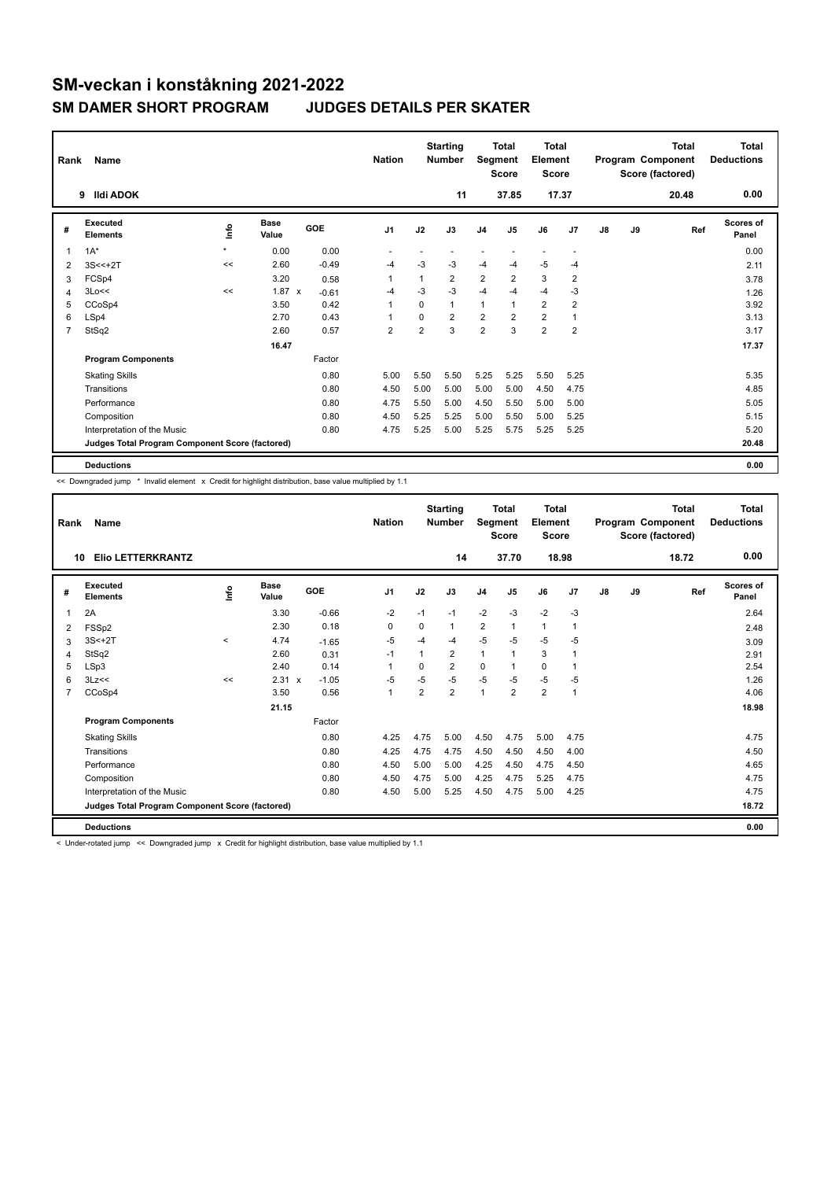# SM-veckan i konståkning 2021-2022

## SM DAMER SHORT PROGRAM JUDGES DETAILS PER SKATER

| Rank | Name | Nation | Starting Number | Total Segment Score | Total Element Score | Total Program Component Score (factored) | Total Deductions |
|---|---|---|---|---|---|---|---|
| 9 | Ildi ADOK | | 11 | 37.85 | 17.37 | 20.48 | 0.00 |

| # | Executed Elements | Info | Base Value | GOE | J1 | J2 | J3 | J4 | J5 | J6 | J7 | J8 | J9 | Ref | Scores of Panel |
|---|---|---|---|---|---|---|---|---|---|---|---|---|---|---|---|
| 1 | 1A* | * | 0.00 | 0.00 | - | - | - | - | - | - | - | | | | 0.00 |
| 2 | 3S<<+2T | << | 2.60 | -0.49 | -4 | -3 | -3 | -4 | -4 | -5 | -4 | | | | 2.11 |
| 3 | FCSp4 | | 3.20 | 0.58 | 1 | 1 | 2 | 2 | 2 | 3 | 2 | | | | 3.78 |
| 4 | 3Lo<< | << | 1.87 x | -0.61 | -4 | -3 | -3 | -4 | -4 | -4 | -3 | | | | 1.26 |
| 5 | CCoSp4 | | 3.50 | 0.42 | 1 | 0 | 1 | 1 | 1 | 2 | 2 | | | | 3.92 |
| 6 | LSp4 | | 2.70 | 0.43 | 1 | 0 | 2 | 2 | 2 | 2 | 1 | | | | 3.13 |
| 7 | StSq2 | | 2.60 | 0.57 | 2 | 2 | 3 | 2 | 3 | 2 | 2 | | | | 3.17 |
| | | | 16.47 | | | | | | | | | | | | 17.37 |
| | **Program Components** | | | Factor | | | | | | | | | | | |
| | Skating Skills | | | 0.80 | 5.00 | 5.50 | 5.50 | 5.25 | 5.25 | 5.50 | 5.25 | | | | 5.35 |
| | Transitions | | | 0.80 | 4.50 | 5.00 | 5.00 | 5.00 | 5.00 | 4.50 | 4.75 | | | | 4.85 |
| | Performance | | | 0.80 | 4.75 | 5.50 | 5.00 | 4.50 | 5.50 | 5.00 | 5.00 | | | | 5.05 |
| | Composition | | | 0.80 | 4.50 | 5.25 | 5.25 | 5.00 | 5.50 | 5.00 | 5.25 | | | | 5.15 |
| | Interpretation of the Music | | | 0.80 | 4.75 | 5.25 | 5.00 | 5.25 | 5.75 | 5.25 | 5.25 | | | | 5.20 |
| | **Judges Total Program Component Score (factored)** | | | | | | | | | | | | | | 20.48 |
| | **Deductions** | | | | | | | | | | | | | | 0.00 |

<< Downgraded jump * Invalid element x Credit for highlight distribution, base value multiplied by 1.1

| Rank | Name | Nation | Starting Number | Total Segment Score | Total Element Score | Total Program Component Score (factored) | Total Deductions |
|---|---|---|---|---|---|---|---|
| 10 | Elio LETTERKRANTZ | | 14 | 37.70 | 18.98 | 18.72 | 0.00 |

| # | Executed Elements | Info | Base Value | GOE | J1 | J2 | J3 | J4 | J5 | J6 | J7 | J8 | J9 | Ref | Scores of Panel |
|---|---|---|---|---|---|---|---|---|---|---|---|---|---|---|---|
| 1 | 2A | | 3.30 | -0.66 | -2 | -1 | -1 | -2 | -3 | -2 | -3 | | | | 2.64 |
| 2 | FSSp2 | | 2.30 | 0.18 | 0 | 0 | 1 | 2 | 1 | 1 | 1 | | | | 2.48 |
| 3 | 3S<+2T | < | 4.74 | -1.65 | -5 | -4 | -4 | -5 | -5 | -5 | -5 | | | | 3.09 |
| 4 | StSq2 | | 2.60 | 0.31 | -1 | 1 | 2 | 1 | 1 | 3 | 1 | | | | 2.91 |
| 5 | LSp3 | | 2.40 | 0.14 | 1 | 0 | 2 | 0 | 1 | 0 | 1 | | | | 2.54 |
| 6 | 3Lz<< | << | 2.31 x | -1.05 | -5 | -5 | -5 | -5 | -5 | -5 | -5 | | | | 1.26 |
| 7 | CCoSp4 | | 3.50 | 0.56 | 1 | 2 | 2 | 1 | 2 | 2 | 1 | | | | 4.06 |
| | | | 21.15 | | | | | | | | | | | | 18.98 |
| | **Program Components** | | | Factor | | | | | | | | | | | |
| | Skating Skills | | | 0.80 | 4.25 | 4.75 | 5.00 | 4.50 | 4.75 | 5.00 | 4.75 | | | | 4.75 |
| | Transitions | | | 0.80 | 4.25 | 4.75 | 4.75 | 4.50 | 4.50 | 4.50 | 4.00 | | | | 4.50 |
| | Performance | | | 0.80 | 4.50 | 5.00 | 5.00 | 4.25 | 4.50 | 4.75 | 4.50 | | | | 4.65 |
| | Composition | | | 0.80 | 4.50 | 4.75 | 5.00 | 4.25 | 4.75 | 5.25 | 4.75 | | | | 4.75 |
| | Interpretation of the Music | | | 0.80 | 4.50 | 5.00 | 5.25 | 4.50 | 4.75 | 5.00 | 4.25 | | | | 4.75 |
| | **Judges Total Program Component Score (factored)** | | | | | | | | | | | | | | 18.72 |
| | **Deductions** | | | | | | | | | | | | | | 0.00 |

< Under-rotated jump << Downgraded jump x Credit for highlight distribution, base value multiplied by 1.1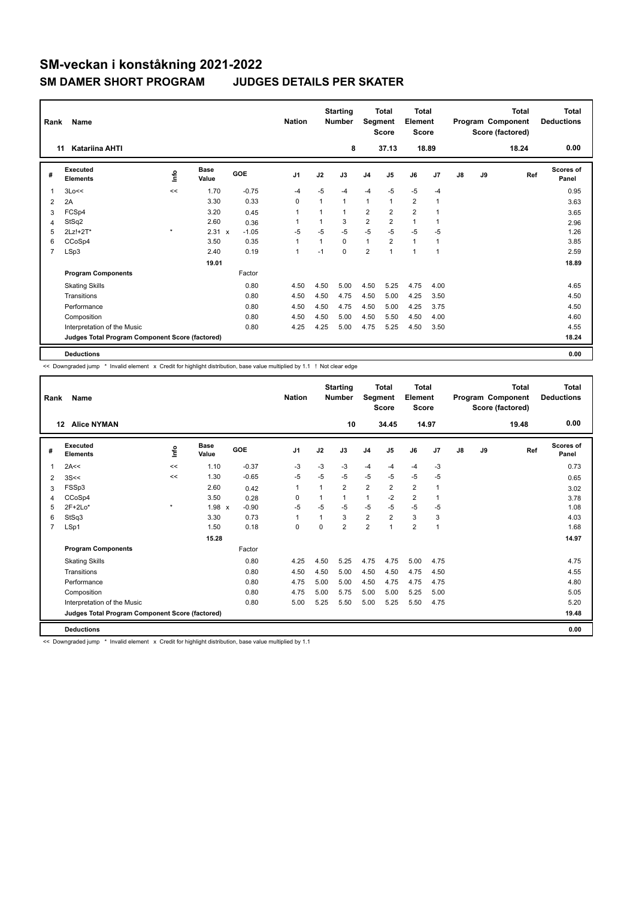# SM-veckan i konståkning 2021-2022

## SM DAMER SHORT PROGRAM JUDGES DETAILS PER SKATER

| Rank | Name | Nation | Starting Number | Total Segment Score | Total Element Score | Total Program Component Score (factored) | Total Deductions |
|---|---|---|---|---|---|---|---|
| 11 | Katariina AHTI | | 8 | 37.13 | 18.89 | 18.24 | 0.00 |

| # | Executed Elements | Info | Base Value | | GOE | J1 | J2 | J3 | J4 | J5 | J6 | J7 | J8 | J9 | Ref | Scores of Panel |
|---|---|---|---|---|---|---|---|---|---|---|---|---|---|---|---|---|
| 1 | 3Lo<< | << | 1.70 | | -0.75 | -4 | -5 | -4 | -4 | -5 | -5 | -4 | | | | 0.95 |
| 2 | 2A | | 3.30 | | 0.33 | 0 | 1 | 1 | 1 | 1 | 2 | 1 | | | | 3.63 |
| 3 | FCSp4 | | 3.20 | | 0.45 | 1 | 1 | 1 | 2 | 2 | 2 | 1 | | | | 3.65 |
| 4 | StSq2 | | 2.60 | | 0.36 | 1 | 1 | 3 | 2 | 2 | 1 | 1 | | | | 2.96 |
| 5 | 2Lz!+2T* | * | 2.31 | x | -1.05 | -5 | -5 | -5 | -5 | -5 | -5 | -5 | | | | 1.26 |
| 6 | CCoSp4 | | 3.50 | | 0.35 | 1 | 1 | 0 | 1 | 2 | 1 | 1 | | | | 3.85 |
| 7 | LSp3 | | 2.40 | | 0.19 | 1 | -1 | 0 | 2 | 1 | 1 | 1 | | | | 2.59 |
| | | | 19.01 | | | | | | | | | | | | | 18.89 |
| | **Program Components** | | | | Factor | | | | | | | | | | | |
| | Skating Skills | | | | 0.80 | 4.50 | 4.50 | 5.00 | 4.50 | 5.25 | 4.75 | 4.00 | | | | 4.65 |
| | Transitions | | | | 0.80 | 4.50 | 4.50 | 4.75 | 4.50 | 5.00 | 4.25 | 3.50 | | | | 4.50 |
| | Performance | | | | 0.80 | 4.50 | 4.50 | 4.75 | 4.50 | 5.00 | 4.25 | 3.75 | | | | 4.50 |
| | Composition | | | | 0.80 | 4.50 | 4.50 | 5.00 | 4.50 | 5.50 | 4.50 | 4.00 | | | | 4.60 |
| | Interpretation of the Music | | | | 0.80 | 4.25 | 4.25 | 5.00 | 4.75 | 5.25 | 4.50 | 3.50 | | | | 4.55 |
| | **Judges Total Program Component Score (factored)** | | | | | | | | | | | | | | | 18.24 |
| | **Deductions** | | | | | | | | | | | | | | | 0.00 |

<< Downgraded jump * Invalid element x Credit for highlight distribution, base value multiplied by 1.1 ! Not clear edge

| Rank | Name | Nation | Starting Number | Total Segment Score | Total Element Score | Total Program Component Score (factored) | Total Deductions |
|---|---|---|---|---|---|---|---|
| 12 | Alice NYMAN | | 10 | 34.45 | 14.97 | 19.48 | 0.00 |

| # | Executed Elements | Info | Base Value | | GOE | J1 | J2 | J3 | J4 | J5 | J6 | J7 | J8 | J9 | Ref | Scores of Panel |
|---|---|---|---|---|---|---|---|---|---|---|---|---|---|---|---|---|
| 1 | 2A<< | << | 1.10 | | -0.37 | -3 | -3 | -3 | -4 | -4 | -4 | -3 | | | | 0.73 |
| 2 | 3S<< | << | 1.30 | | -0.65 | -5 | -5 | -5 | -5 | -5 | -5 | -5 | | | | 0.65 |
| 3 | FSSp3 | | 2.60 | | 0.42 | 1 | 1 | 2 | 2 | 2 | 2 | 1 | | | | 3.02 |
| 4 | CCoSp4 | | 3.50 | | 0.28 | 0 | 1 | 1 | 1 | -2 | 2 | 1 | | | | 3.78 |
| 5 | 2F+2Lo* | * | 1.98 | x | -0.90 | -5 | -5 | -5 | -5 | -5 | -5 | -5 | | | | 1.08 |
| 6 | StSq3 | | 3.30 | | 0.73 | 1 | 1 | 3 | 2 | 2 | 3 | 3 | | | | 4.03 |
| 7 | LSp1 | | 1.50 | | 0.18 | 0 | 0 | 2 | 2 | 1 | 2 | 1 | | | | 1.68 |
| | | | 15.28 | | | | | | | | | | | | | 14.97 |
| | **Program Components** | | | | Factor | | | | | | | | | | | |
| | Skating Skills | | | | 0.80 | 4.25 | 4.50 | 5.25 | 4.75 | 4.75 | 5.00 | 4.75 | | | | 4.75 |
| | Transitions | | | | 0.80 | 4.50 | 4.50 | 5.00 | 4.50 | 4.50 | 4.75 | 4.50 | | | | 4.55 |
| | Performance | | | | 0.80 | 4.75 | 5.00 | 5.00 | 4.50 | 4.75 | 4.75 | 4.75 | | | | 4.80 |
| | Composition | | | | 0.80 | 4.75 | 5.00 | 5.75 | 5.00 | 5.00 | 5.25 | 5.00 | | | | 5.05 |
| | Interpretation of the Music | | | | 0.80 | 5.00 | 5.25 | 5.50 | 5.00 | 5.25 | 5.50 | 4.75 | | | | 5.20 |
| | **Judges Total Program Component Score (factored)** | | | | | | | | | | | | | | | 19.48 |
| | **Deductions** | | | | | | | | | | | | | | | 0.00 |

<< Downgraded jump * Invalid element x Credit for highlight distribution, base value multiplied by 1.1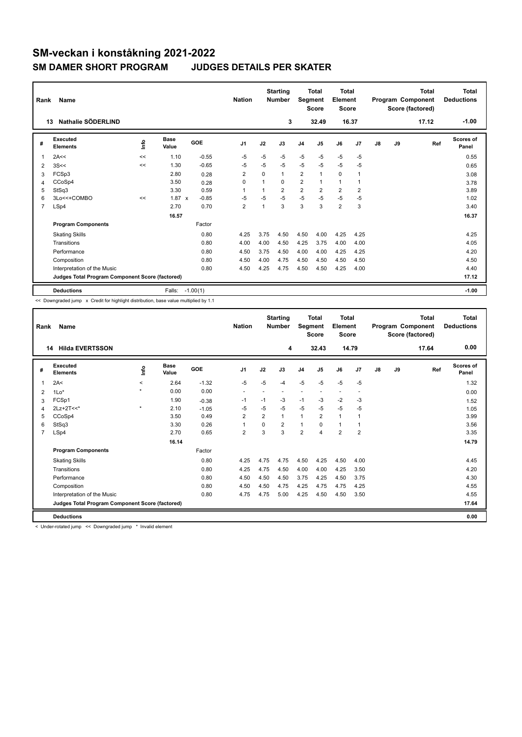# SM-veckan i konståkning 2021-2022

## SM DAMER SHORT PROGRAM JUDGES DETAILS PER SKATER

| Rank | Name | Nation | Starting Number | Total Segment Score | Total Element Score | Total Program Component Score (factored) | Total Deductions |
|---|---|---|---|---|---|---|---|
| 13 | Nathalie SÖDERLIND | | 3 | 32.49 | 16.37 | 17.12 | -1.00 |

| # | Executed Elements | Info | Base Value | | GOE | J1 | J2 | J3 | J4 | J5 | J6 | J7 | J8 | J9 | Ref | Scores of Panel |
|---|---|---|---|---|---|---|---|---|---|---|---|---|---|---|---|---|
| 1 | 2A<< | << | 1.10 | | -0.55 | -5 | -5 | -5 | -5 | -5 | -5 | -5 | | | | 0.55 |
| 2 | 3S<< | << | 1.30 | | -0.65 | -5 | -5 | -5 | -5 | -5 | -5 | -5 | | | | 0.65 |
| 3 | FCSp3 | | 2.80 | | 0.28 | 2 | 0 | 1 | 2 | 1 | 0 | 1 | | | | 3.08 |
| 4 | CCoSp4 | | 3.50 | | 0.28 | 0 | 1 | 0 | 2 | 1 | 1 | 1 | | | | 3.78 |
| 5 | StSq3 | | 3.30 | | 0.59 | 1 | 1 | 2 | 2 | 2 | 2 | 2 | | | | 3.89 |
| 6 | 3Lo<<+COMBO | << | 1.87 | x | -0.85 | -5 | -5 | -5 | -5 | -5 | -5 | -5 | | | | 1.02 |
| 7 | LSp4 | | 2.70 | | 0.70 | 2 | 1 | 3 | 3 | 3 | 2 | 3 | | | | 3.40 |
| | | | 16.57 | | | | | | | | | | | | | 16.37 |
| | **Program Components** | | | | Factor | | | | | | | | | | | |
| | Skating Skills | | | | 0.80 | 4.25 | 3.75 | 4.50 | 4.50 | 4.00 | 4.25 | 4.25 | | | | 4.25 |
| | Transitions | | | | 0.80 | 4.00 | 4.00 | 4.50 | 4.25 | 3.75 | 4.00 | 4.00 | | | | 4.05 |
| | Performance | | | | 0.80 | 4.50 | 3.75 | 4.50 | 4.00 | 4.00 | 4.25 | 4.25 | | | | 4.20 |
| | Composition | | | | 0.80 | 4.50 | 4.00 | 4.75 | 4.50 | 4.50 | 4.50 | 4.50 | | | | 4.50 |
| | Interpretation of the Music | | | | 0.80 | 4.50 | 4.25 | 4.75 | 4.50 | 4.50 | 4.25 | 4.00 | | | | 4.40 |
| | **Judges Total Program Component Score (factored)** | | | | | | | | | | | | | | | 17.12 |
| | **Deductions** | | Falls: | | -1.00(1) | | | | | | | | | | | -1.00 |

<< Downgraded jump x Credit for highlight distribution, base value multiplied by 1.1

| Rank | Name | Nation | Starting Number | Total Segment Score | Total Element Score | Total Program Component Score (factored) | Total Deductions |
|---|---|---|---|---|---|---|---|
| 14 | Hilda EVERTSSON | | 4 | 32.43 | 14.79 | 17.64 | 0.00 |

| # | Executed Elements | Info | Base Value | GOE | J1 | J2 | J3 | J4 | J5 | J6 | J7 | J8 | J9 | Ref | Scores of Panel |
|---|---|---|---|---|---|---|---|---|---|---|---|---|---|---|---|
| 1 | 2A< | < | 2.64 | -1.32 | -5 | -5 | -4 | -5 | -5 | -5 | -5 | | | | 1.32 |
| 2 | 1Lo* | * | 0.00 | 0.00 | - | - | - | - | - | - | - | | | | 0.00 |
| 3 | FCSp1 | | 1.90 | -0.38 | -1 | -1 | -3 | -1 | -3 | -2 | -3 | | | | 1.52 |
| 4 | 2Lz+2T<<* | * | 2.10 | -1.05 | -5 | -5 | -5 | -5 | -5 | -5 | -5 | | | | 1.05 |
| 5 | CCoSp4 | | 3.50 | 0.49 | 2 | 2 | 1 | 1 | 2 | 1 | 1 | | | | 3.99 |
| 6 | StSq3 | | 3.30 | 0.26 | 1 | 0 | 2 | 1 | 0 | 1 | 1 | | | | 3.56 |
| 7 | LSp4 | | 2.70 | 0.65 | 2 | 3 | 3 | 2 | 4 | 2 | 2 | | | | 3.35 |
| | | | 16.14 | | | | | | | | | | | | 14.79 |
| | **Program Components** | | | Factor | | | | | | | | | | | |
| | Skating Skills | | | 0.80 | 4.25 | 4.75 | 4.75 | 4.50 | 4.25 | 4.50 | 4.00 | | | | 4.45 |
| | Transitions | | | 0.80 | 4.25 | 4.75 | 4.50 | 4.00 | 4.00 | 4.25 | 3.50 | | | | 4.20 |
| | Performance | | | 0.80 | 4.50 | 4.50 | 4.50 | 3.75 | 4.25 | 4.50 | 3.75 | | | | 4.30 |
| | Composition | | | 0.80 | 4.50 | 4.50 | 4.75 | 4.25 | 4.75 | 4.75 | 4.25 | | | | 4.55 |
| | Interpretation of the Music | | | 0.80 | 4.75 | 4.75 | 5.00 | 4.25 | 4.50 | 4.50 | 3.50 | | | | 4.55 |
| | **Judges Total Program Component Score (factored)** | | | | | | | | | | | | | | 17.64 |
| | **Deductions** | | | | | | | | | | | | | | 0.00 |

< Under-rotated jump << Downgraded jump * Invalid element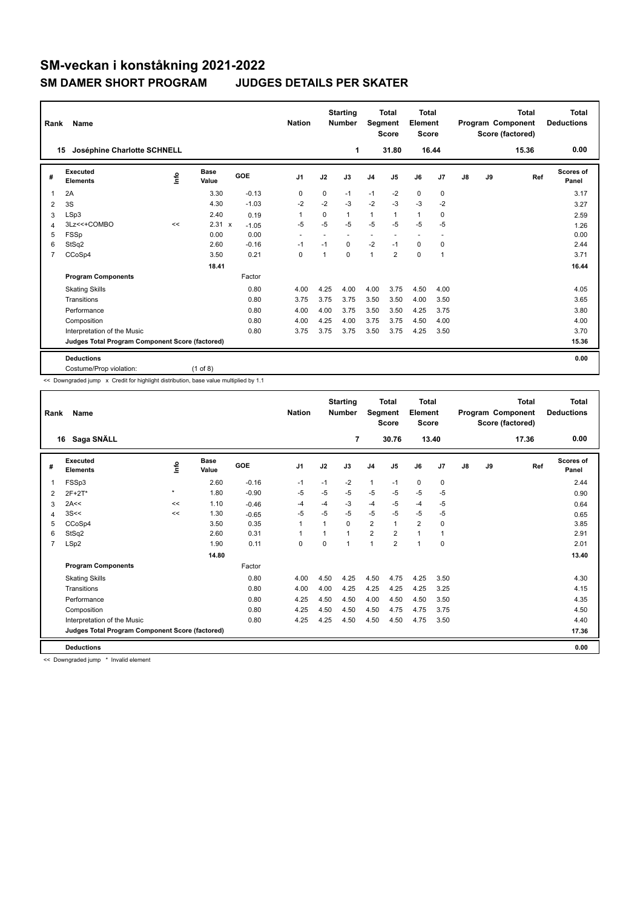# SM-veckan i konståkning 2021-2022

## SM DAMER SHORT PROGRAM JUDGES DETAILS PER SKATER

| Rank | Name | Nation | Starting Number | Total Segment Score | Total Element Score | Total Program Component Score (factored) | Total Deductions |
|---|---|---|---|---|---|---|---|
| 15 | Joséphine Charlotte SCHNELL | | 1 | 31.80 | 16.44 | 15.36 | 0.00 |

| # | Executed Elements | Info | Base Value | | GOE | J1 | J2 | J3 | J4 | J5 | J6 | J7 | J8 | J9 | Ref | Scores of Panel |
|---|---|---|---|---|---|---|---|---|---|---|---|---|---|---|---|---|
| 1 | 2A | | 3.30 | | -0.13 | 0 | 0 | -1 | -1 | -2 | 0 | 0 | | | | 3.17 |
| 2 | 3S | | 4.30 | | -1.03 | -2 | -2 | -3 | -2 | -3 | -3 | -2 | | | | 3.27 |
| 3 | LSp3 | | 2.40 | | 0.19 | 1 | 0 | 1 | 1 | 1 | 1 | 0 | | | | 2.59 |
| 4 | 3Lz<<+COMBO | << | 2.31 | x | -1.05 | -5 | -5 | -5 | -5 | -5 | -5 | -5 | | | | 1.26 |
| 5 | FSSp | | 0.00 | | 0.00 | - | - | - | - | - | - | - | | | | 0.00 |
| 6 | StSq2 | | 2.60 | | -0.16 | -1 | -1 | 0 | -2 | -1 | 0 | 0 | | | | 2.44 |
| 7 | CCoSp4 | | 3.50 | | 0.21 | 0 | 1 | 0 | 1 | 2 | 0 | 1 | | | | 3.71 |
| | | | 18.41 | | | | | | | | | | | | | 16.44 |
| | **Program Components** | | | | Factor | | | | | | | | | | | |
| | Skating Skills | | | | 0.80 | 4.00 | 4.25 | 4.00 | 4.00 | 3.75 | 4.50 | 4.00 | | | | 4.05 |
| | Transitions | | | | 0.80 | 3.75 | 3.75 | 3.75 | 3.50 | 3.50 | 4.00 | 3.50 | | | | 3.65 |
| | Performance | | | | 0.80 | 4.00 | 4.00 | 3.75 | 3.50 | 3.50 | 4.25 | 3.75 | | | | 3.80 |
| | Composition | | | | 0.80 | 4.00 | 4.25 | 4.00 | 3.75 | 3.75 | 4.50 | 4.00 | | | | 4.00 |
| | Interpretation of the Music | | | | 0.80 | 3.75 | 3.75 | 3.75 | 3.50 | 3.75 | 4.25 | 3.50 | | | | 3.70 |
| | **Judges Total Program Component Score (factored)** | | | | | | | | | | | | | | | 15.36 |
| | **Deductions** | | | | | | | | | | | | | | | 0.00 |
| | Costume/Prop violation: | | (1 of 8) | | | | | | | | | | | | | |

<< Downgraded jump x Credit for highlight distribution, base value multiplied by 1.1

| Rank | Name | Nation | Starting Number | Total Segment Score | Total Element Score | Total Program Component Score (factored) | Total Deductions |
|---|---|---|---|---|---|---|---|
| 16 | Saga SNÄLL | | 7 | 30.76 | 13.40 | 17.36 | 0.00 |

| # | Executed Elements | Info | Base Value | GOE | J1 | J2 | J3 | J4 | J5 | J6 | J7 | J8 | J9 | Ref | Scores of Panel |
|---|---|---|---|---|---|---|---|---|---|---|---|---|---|---|---|
| 1 | FSSp3 | | 2.60 | -0.16 | -1 | -1 | -2 | 1 | -1 | 0 | 0 | | | | 2.44 |
| 2 | 2F+2T* | * | 1.80 | -0.90 | -5 | -5 | -5 | -5 | -5 | -5 | -5 | | | | 0.90 |
| 3 | 2A<< | << | 1.10 | -0.46 | -4 | -4 | -3 | -4 | -5 | -4 | -5 | | | | 0.64 |
| 4 | 3S<< | << | 1.30 | -0.65 | -5 | -5 | -5 | -5 | -5 | -5 | -5 | | | | 0.65 |
| 5 | CCoSp4 | | 3.50 | 0.35 | 1 | 1 | 0 | 2 | 1 | 2 | 0 | | | | 3.85 |
| 6 | StSq2 | | 2.60 | 0.31 | 1 | 1 | 1 | 2 | 2 | 1 | 1 | | | | 2.91 |
| 7 | LSp2 | | 1.90 | 0.11 | 0 | 0 | 1 | 1 | 2 | 1 | 0 | | | | 2.01 |
| | | | 14.80 | | | | | | | | | | | | 13.40 |
| | **Program Components** | | | Factor | | | | | | | | | | | |
| | Skating Skills | | | 0.80 | 4.00 | 4.50 | 4.25 | 4.50 | 4.75 | 4.25 | 3.50 | | | | 4.30 |
| | Transitions | | | 0.80 | 4.00 | 4.00 | 4.25 | 4.25 | 4.25 | 4.25 | 3.25 | | | | 4.15 |
| | Performance | | | 0.80 | 4.25 | 4.50 | 4.50 | 4.00 | 4.50 | 4.50 | 3.50 | | | | 4.35 |
| | Composition | | | 0.80 | 4.25 | 4.50 | 4.50 | 4.50 | 4.75 | 4.75 | 3.75 | | | | 4.50 |
| | Interpretation of the Music | | | 0.80 | 4.25 | 4.25 | 4.50 | 4.50 | 4.50 | 4.75 | 3.50 | | | | 4.40 |
| | **Judges Total Program Component Score (factored)** | | | | | | | | | | | | | | 17.36 |
| | **Deductions** | | | | | | | | | | | | | | 0.00 |

<< Downgraded jump * Invalid element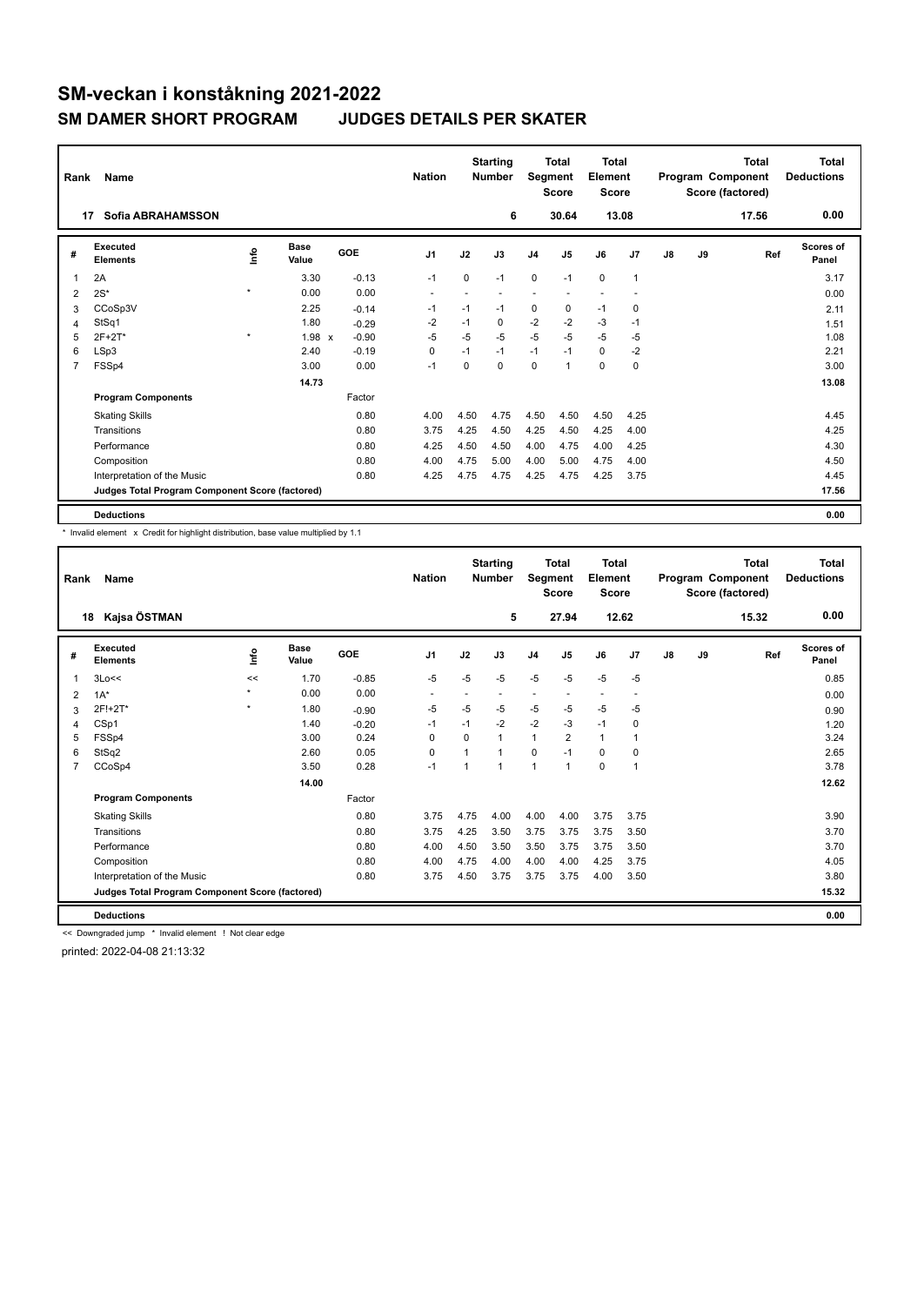# SM-veckan i konståkning 2021-2022

## SM DAMER SHORT PROGRAM JUDGES DETAILS PER SKATER

| Rank | Name | Nation | Starting Number | Total Segment Score | Total Element Score | Total Program Component Score (factored) | Total Deductions |
|---|---|---|---|---|---|---|---|
| 17 | Sofia ABRAHAMSSON | | 6 | 30.64 | 13.08 | 17.56 | 0.00 |

| # | Executed Elements | Info | Base Value | | GOE | J1 | J2 | J3 | J4 | J5 | J6 | J7 | J8 | J9 | Ref | Scores of Panel |
|---|---|---|---|---|---|---|---|---|---|---|---|---|---|---|---|---|
| 1 | 2A | | 3.30 | | -0.13 | -1 | 0 | -1 | 0 | -1 | 0 | 1 | | | | 3.17 |
| 2 | 2S* | * | 0.00 | | 0.00 | - | - | - | - | - | - | - | | | | 0.00 |
| 3 | CCoSp3V | | 2.25 | | -0.14 | -1 | -1 | -1 | 0 | 0 | -1 | 0 | | | | 2.11 |
| 4 | StSq1 | | 1.80 | | -0.29 | -2 | -1 | 0 | -2 | -2 | -3 | -1 | | | | 1.51 |
| 5 | 2F+2T* | * | 1.98 | x | -0.90 | -5 | -5 | -5 | -5 | -5 | -5 | -5 | | | | 1.08 |
| 6 | LSp3 | | 2.40 | | -0.19 | 0 | -1 | -1 | -1 | -1 | 0 | -2 | | | | 2.21 |
| 7 | FSSp4 | | 3.00 | | 0.00 | -1 | 0 | 0 | 0 | 1 | 0 | 0 | | | | 3.00 |
| | | | 14.73 | | | | | | | | | | | | | 13.08 |
| | **Program Components** | | | | Factor | | | | | | | | | | | |
| | Skating Skills | | | | 0.80 | 4.00 | 4.50 | 4.75 | 4.50 | 4.50 | 4.50 | 4.25 | | | | 4.45 |
| | Transitions | | | | 0.80 | 3.75 | 4.25 | 4.50 | 4.25 | 4.50 | 4.25 | 4.00 | | | | 4.25 |
| | Performance | | | | 0.80 | 4.25 | 4.50 | 4.50 | 4.00 | 4.75 | 4.00 | 4.25 | | | | 4.30 |
| | Composition | | | | 0.80 | 4.00 | 4.75 | 5.00 | 4.00 | 5.00 | 4.75 | 4.00 | | | | 4.50 |
| | Interpretation of the Music | | | | 0.80 | 4.25 | 4.75 | 4.75 | 4.25 | 4.75 | 4.25 | 3.75 | | | | 4.45 |
| | **Judges Total Program Component Score (factored)** | | | | | | | | | | | | | | | 17.56 |
| | **Deductions** | | | | | | | | | | | | | | | 0.00 |

\* Invalid element x Credit for highlight distribution, base value multiplied by 1.1

| Rank | Name | Nation | Starting Number | Total Segment Score | Total Element Score | Total Program Component Score (factored) | Total Deductions |
|---|---|---|---|---|---|---|---|
| 18 | Kajsa ÖSTMAN | | 5 | 27.94 | 12.62 | 15.32 | 0.00 |

| # | Executed Elements | Info | Base Value | GOE | J1 | J2 | J3 | J4 | J5 | J6 | J7 | J8 | J9 | Ref | Scores of Panel |
|---|---|---|---|---|---|---|---|---|---|---|---|---|---|---|---|
| 1 | 3Lo<< | << | 1.70 | -0.85 | -5 | -5 | -5 | -5 | -5 | -5 | -5 | | | | 0.85 |
| 2 | 1A* | * | 0.00 | 0.00 | - | - | - | - | - | - | - | | | | 0.00 |
| 3 | 2F!+2T* | * | 1.80 | -0.90 | -5 | -5 | -5 | -5 | -5 | -5 | -5 | | | | 0.90 |
| 4 | CSp1 | | 1.40 | -0.20 | -1 | -1 | -2 | -2 | -3 | -1 | 0 | | | | 1.20 |
| 5 | FSSp4 | | 3.00 | 0.24 | 0 | 0 | 1 | 1 | 2 | 1 | 1 | | | | 3.24 |
| 6 | StSq2 | | 2.60 | 0.05 | 0 | 1 | 1 | 0 | -1 | 0 | 0 | | | | 2.65 |
| 7 | CCoSp4 | | 3.50 | 0.28 | -1 | 1 | 1 | 1 | 1 | 0 | 1 | | | | 3.78 |
| | | | 14.00 | | | | | | | | | | | | 12.62 |
| | **Program Components** | | | Factor | | | | | | | | | | | |
| | Skating Skills | | | 0.80 | 3.75 | 4.75 | 4.00 | 4.00 | 4.00 | 3.75 | 3.75 | | | | 3.90 |
| | Transitions | | | 0.80 | 3.75 | 4.25 | 3.50 | 3.75 | 3.75 | 3.75 | 3.50 | | | | 3.70 |
| | Performance | | | 0.80 | 4.00 | 4.50 | 3.50 | 3.50 | 3.75 | 3.75 | 3.50 | | | | 3.70 |
| | Composition | | | 0.80 | 4.00 | 4.75 | 4.00 | 4.00 | 4.00 | 4.25 | 3.75 | | | | 4.05 |
| | Interpretation of the Music | | | 0.80 | 3.75 | 4.50 | 3.75 | 3.75 | 3.75 | 4.00 | 3.50 | | | | 3.80 |
| | **Judges Total Program Component Score (factored)** | | | | | | | | | | | | | | 15.32 |
| | **Deductions** | | | | | | | | | | | | | | 0.00 |

<< Downgraded jump * Invalid element ! Not clear edge

printed: 2022-04-08 21:13:32